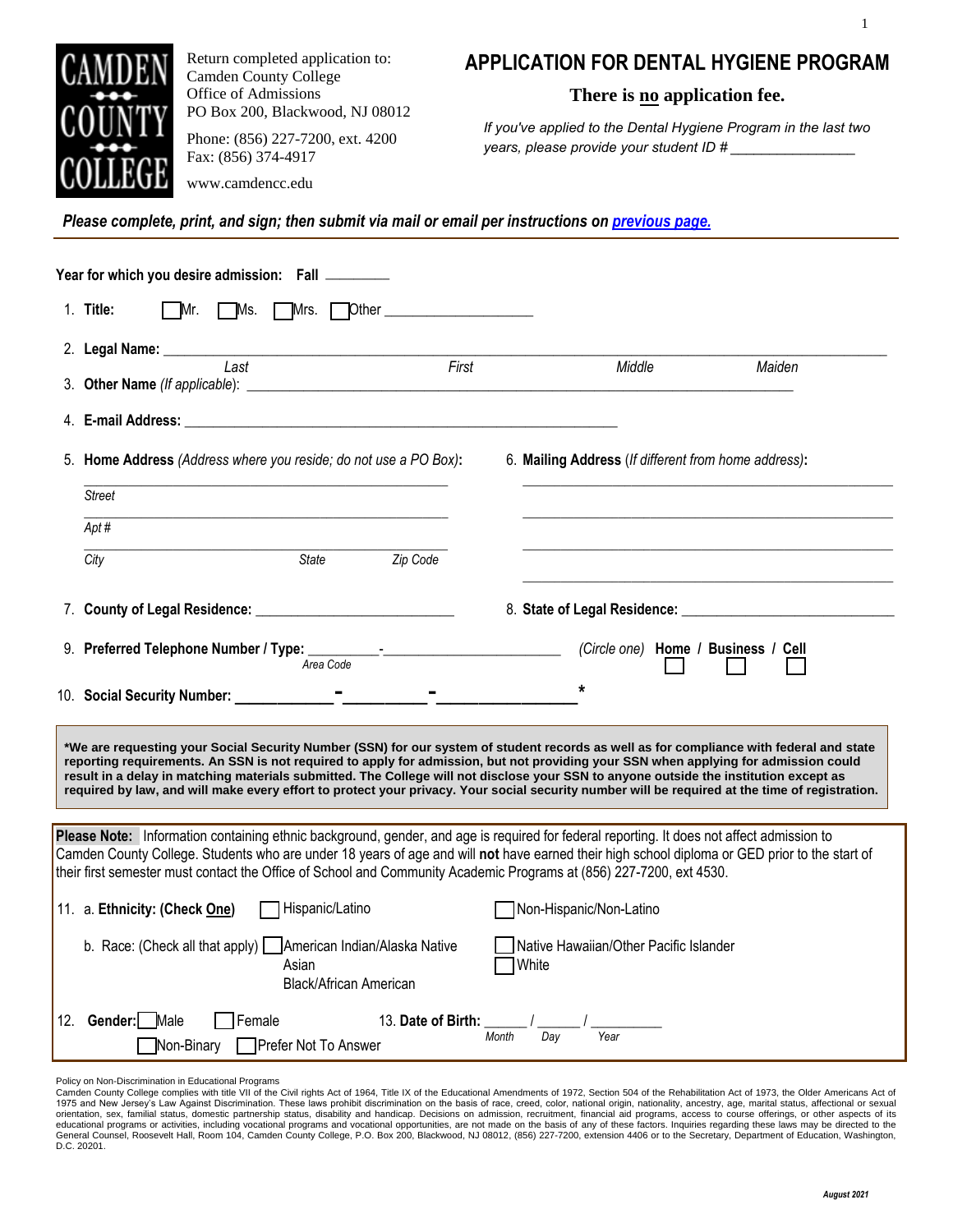CAMDEN COUNTY COLLEGE

Return completed application to:
Camden County College
Office of Admissions
PO Box 200, Blackwood, NJ 08012

Phone: (856) 227-7200, ext. 4200
Fax: (856) 374-4917

www.camdencc.edu

# APPLICATION FOR DENTAL HYGIENE PROGRAM

**There is no application fee.**

*If you've applied to the Dental Hygiene Program in the last two years, please provide your student ID # ________________*

***Please complete, print, and sign; then submit via mail or email per instructions on previous page.***

---

**Year for which you desire admission: Fall** ________

1. **Title:** ☐ Mr. ☐ Ms. ☐ Mrs. ☐ Other ___________________

2. **Legal Name:** ____________________________________________
   *Last* *First* *Middle* *Maiden*

3. **Other Name** *(If applicable)*: ____________________________________________

4. **E-mail Address:** ____________________________________________

5. **Home Address** *(Address where you reside; do not use a PO Box)*:

   ____________________________________________
   *Street*

   ____________________________________________
   *Apt #*

   ____________________________________________
   *City* *State* *Zip Code*

6. **Mailing Address** (*If different from home address*):

   ____________________________________________

   ____________________________________________

   ____________________________________________

   ____________________________________________

7. **County of Legal Residence:** ___________________________

8. **State of Legal Residence:** ____________________________

9. **Preferred Telephone Number / Type:** _________-________________________ *(Circle one)* **Home / Business / Cell** ☐ ☐ ☐
   *Area Code*

10. **Social Security Number:** ____________-__________-________________ *

**\*We are requesting your Social Security Number (SSN) for our system of student records as well as for compliance with federal and state reporting requirements. An SSN is not required to apply for admission, but not providing your SSN when applying for admission could result in a delay in matching materials submitted. The College will not disclose your SSN to anyone outside the institution except as required by law, and will make every effort to protect your privacy. Your social security number will be required at the time of registration.**

**Please Note:** Information containing ethnic background, gender, and age is required for federal reporting. It does not affect admission to Camden County College. Students who are under 18 years of age and will **not** have earned their high school diploma or GED prior to the start of their first semester must contact the Office of School and Community Academic Programs at (856) 227-7200, ext 4530.

11. a. **Ethnicity: (Check One)** ☐ Hispanic/Latino ☐ Non-Hispanic/Non-Latino

    b. Race: (Check all that apply) ☐ American Indian/Alaska Native ☐ Native Hawaiian/Other Pacific Islander
    Asian ☐ White
    Black/African American

12. **Gender:** ☐ Male ☐ Female ☐ Non-Binary ☐ Prefer Not To Answer

13. **Date of Birth:** ______ / ______ / __________
    *Month* *Day* *Year*

Policy on Non-Discrimination in Educational Programs
Camden County College complies with title VII of the Civil rights Act of 1964, Title IX of the Educational Amendments of 1972, Section 504 of the Rehabilitation Act of 1973, the Older Americans Act of 1975 and New Jersey's Law Against Discrimination. These laws prohibit discrimination on the basis of race, creed, color, national origin, nationality, ancestry, age, marital status, affectional or sexual orientation, sex, familial status, domestic partnership status, disability and handicap. Decisions on admission, recruitment, financial aid programs, access to course offerings, or other aspects of its educational programs or activities, including vocational programs and vocational opportunities, are not made on the basis of any of these factors. Inquiries regarding these laws may be directed to the General Counsel, Roosevelt Hall, Room 104, Camden County College, P.O. Box 200, Blackwood, NJ 08012, (856) 227-7200, extension 4406 or to the Secretary, Department of Education, Washington, D.C. 20201.

*August 2021*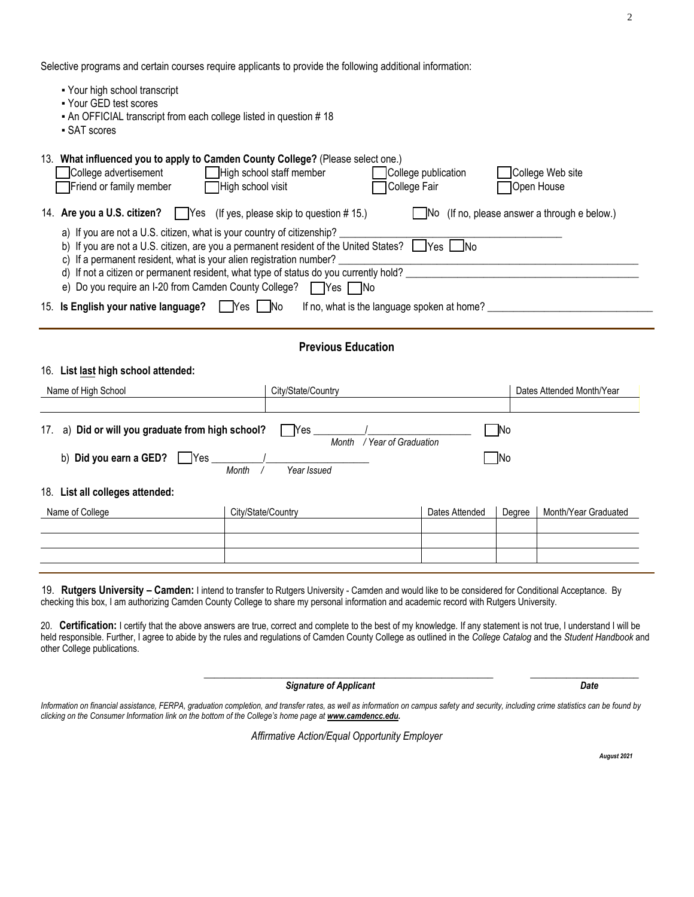Selective programs and certain courses require applicants to provide the following additional information:

- Your high school transcript
- Your GED test scores
- An OFFICIAL transcript from each college listed in question # 18
- SAT scores

13. **What influenced you to apply to Camden County College?** (Please select one.)

☐ College advertisement ☐ High school staff member ☐ College publication ☐ College Web site
☐ Friend or family member ☐ High school visit ☐ College Fair ☐ Open House

14. **Are you a U.S. citizen?** ☐ Yes (If yes, please skip to question # 15.) ☐ No (If no, please answer a through e below.)

a) If you are not a U.S. citizen, what is your country of citizenship? ______________________

b) If you are not a U.S. citizen, are you a permanent resident of the United States? ☐ Yes ☐ No

c) If a permanent resident, what is your alien registration number? ______________________

d) If not a citizen or permanent resident, what type of status do you currently hold? ______________________

e) Do you require an I-20 from Camden County College? ☐ Yes ☐ No

15. **Is English your native language?** ☐ Yes ☐ No If no, what is the language spoken at home? ______________________

## Previous Education

16. **List last high school attended:**

| Name of High School | City/State/Country | Dates Attended Month/Year |
|---|---|---|
| | | |

17. a) **Did or will you graduate from high school?** ☐ Yes ________/________ ☐ No
*Month / Year of Graduation*

b) **Did you earn a GED?** ☐ Yes ________/________ ☐ No
*Month / Year Issued*

18. **List all colleges attended:**

| Name of College | City/State/Country | Dates Attended | Degree | Month/Year Graduated |
|---|---|---|---|---|
| | | | | |
| | | | | |
| | | | | |

19. **Rutgers University – Camden:** I intend to transfer to Rutgers University - Camden and would like to be considered for Conditional Acceptance. By checking this box, I am authorizing Camden County College to share my personal information and academic record with Rutgers University.

20. **Certification:** I certify that the above answers are true, correct and complete to the best of my knowledge. If any statement is not true, I understand I will be held responsible. Further, I agree to abide by the rules and regulations of Camden County College as outlined in the *College Catalog* and the *Student Handbook* and other College publications.

______________________________ ______________
***Signature of Applicant*** ***Date***

*Information on financial assistance, FERPA, graduation completion, and transfer rates, as well as information on campus safety and security, including crime statistics can be found by clicking on the Consumer Information link on the bottom of the College's home page at **www.camdencc.edu**.*

*Affirmative Action/Equal Opportunity Employer*

***August 2021***